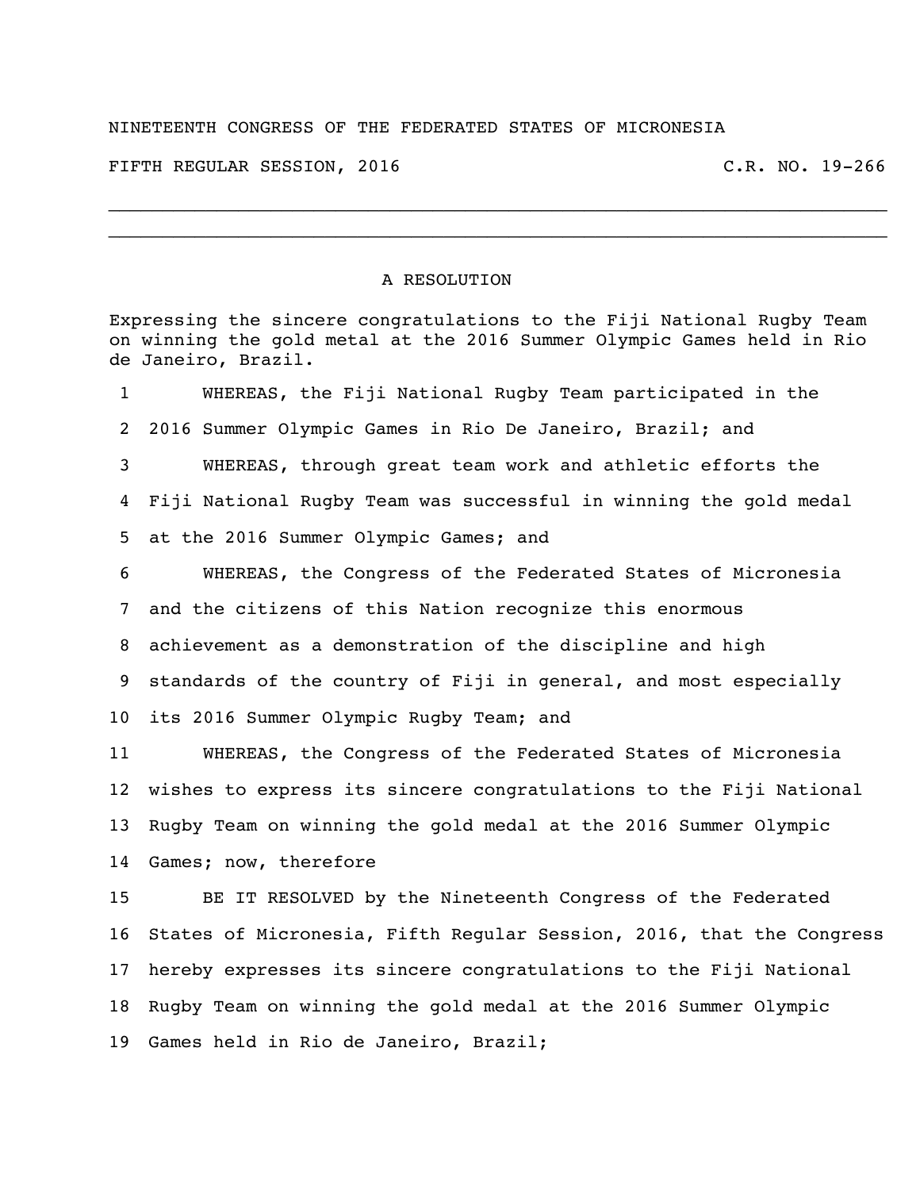NINETEENTH CONGRESS OF THE FEDERATED STATES OF MICRONESIA

FIFTH REGULAR SESSION, 2016 C.R. NO. 19-266

---

# A RESOLUTION

Expressing the sincere congratulations to the Fiji National Rugby Team on winning the gold metal at the 2016 Summer Olympic Games held in Rio de Janeiro, Brazil.

1 WHEREAS, the Fiji National Rugby Team participated in the
2 2016 Summer Olympic Games in Rio De Janeiro, Brazil; and
3 WHEREAS, through great team work and athletic efforts the
4 Fiji National Rugby Team was successful in winning the gold medal
5 at the 2016 Summer Olympic Games; and
6 WHEREAS, the Congress of the Federated States of Micronesia
7 and the citizens of this Nation recognize this enormous
8 achievement as a demonstration of the discipline and high
9 standards of the country of Fiji in general, and most especially
10 its 2016 Summer Olympic Rugby Team; and
11 WHEREAS, the Congress of the Federated States of Micronesia
12 wishes to express its sincere congratulations to the Fiji National
13 Rugby Team on winning the gold medal at the 2016 Summer Olympic
14 Games; now, therefore
15 BE IT RESOLVED by the Nineteenth Congress of the Federated
16 States of Micronesia, Fifth Regular Session, 2016, that the Congress
17 hereby expresses its sincere congratulations to the Fiji National
18 Rugby Team on winning the gold medal at the 2016 Summer Olympic
19 Games held in Rio de Janeiro, Brazil;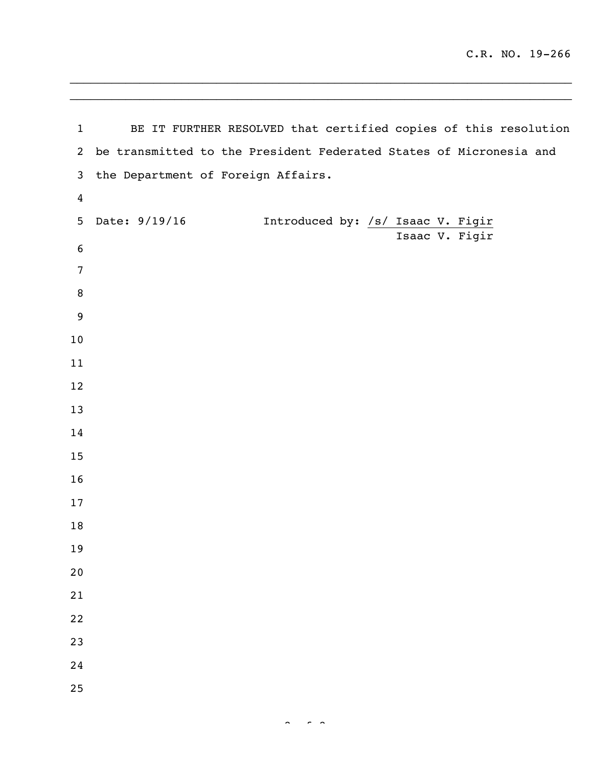BE IT FURTHER RESOLVED that certified copies of this resolution be transmitted to the President Federated States of Micronesia and the Department of Foreign Affairs.

Date: 9/19/16

Introduced by: /s/ Isaac V. Figir
Isaac V. Figir